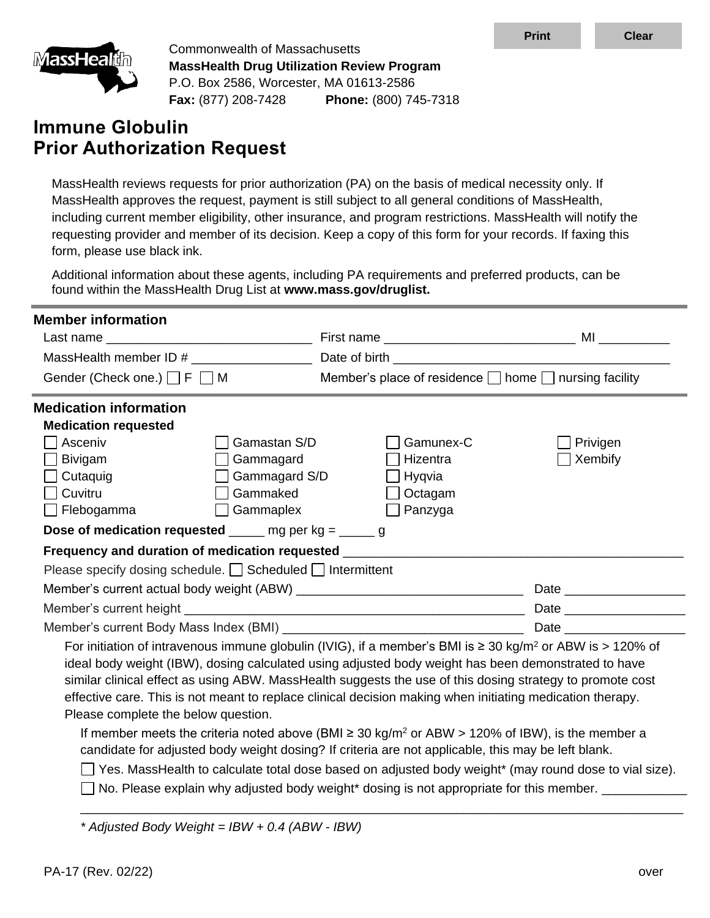Commonwealth of Massachusetts
**MassHealth Drug Utilization Review Program**
P.O. Box 2586, Worcester, MA 01613-2586
**Fax:** (877) 208-7428 **Phone:** (800) 745-7318

# Immune Globulin Prior Authorization Request

MassHealth reviews requests for prior authorization (PA) on the basis of medical necessity only. If MassHealth approves the request, payment is still subject to all general conditions of MassHealth, including current member eligibility, other insurance, and program restrictions. MassHealth will notify the requesting provider and member of its decision. Keep a copy of this form for your records. If faxing this form, please use black ink.

Additional information about these agents, including PA requirements and preferred products, can be found within the MassHealth Drug List at **www.mass.gov/druglist.**

## Member information

Last name ____________________________ First name ___________________________ MI __________

MassHealth member ID # _________________ Date of birth ________________________________________

Gender (Check one.) ☐ F ☐ M Member's place of residence ☐ home ☐ nursing facility

## Medication information

**Medication requested**

☐ Asceniv
☐ Bivigam
☐ Cutaquig
☐ Cuvitru
☐ Flebogamma
☐ Gamastan S/D
☐ Gammagard
☐ Gammagard S/D
☐ Gammaked
☐ Gammaplex
☐ Gamunex-C
☐ Hizentra
☐ Hyqvia
☐ Octagam
☐ Panzyga
☐ Privigen
☐ Xembify

**Dose of medication requested** _____ mg per kg = _____ g

**Frequency and duration of medication requested** _______________________________________________

Please specify dosing schedule. ☐ Scheduled ☐ Intermittent

Member's current actual body weight (ABW) ________________________________ Date _________________

Member's current height _________________________________________________ Date _________________

Member's current Body Mass Index (BMI) __________________________________ Date _________________

For initiation of intravenous immune globulin (IVIG), if a member's BMI is ≥ 30 kg/m$^2$ or ABW is > 120% of ideal body weight (IBW), dosing calculated using adjusted body weight has been demonstrated to have similar clinical effect as using ABW. MassHealth suggests the use of this dosing strategy to promote cost effective care. This is not meant to replace clinical decision making when initiating medication therapy. Please complete the below question.

If member meets the criteria noted above (BMI ≥ 30 kg/m$^2$ or ABW > 120% of IBW), is the member a candidate for adjusted body weight dosing? If criteria are not applicable, this may be left blank.

☐ Yes. MassHealth to calculate total dose based on adjusted body weight* (may round dose to vial size).

☐ No. Please explain why adjusted body weight* dosing is not appropriate for this member. ____________

_____________________________________________________________________________________

*\* Adjusted Body Weight = IBW + 0.4 (ABW - IBW)*

PA-17 (Rev. 02/22) over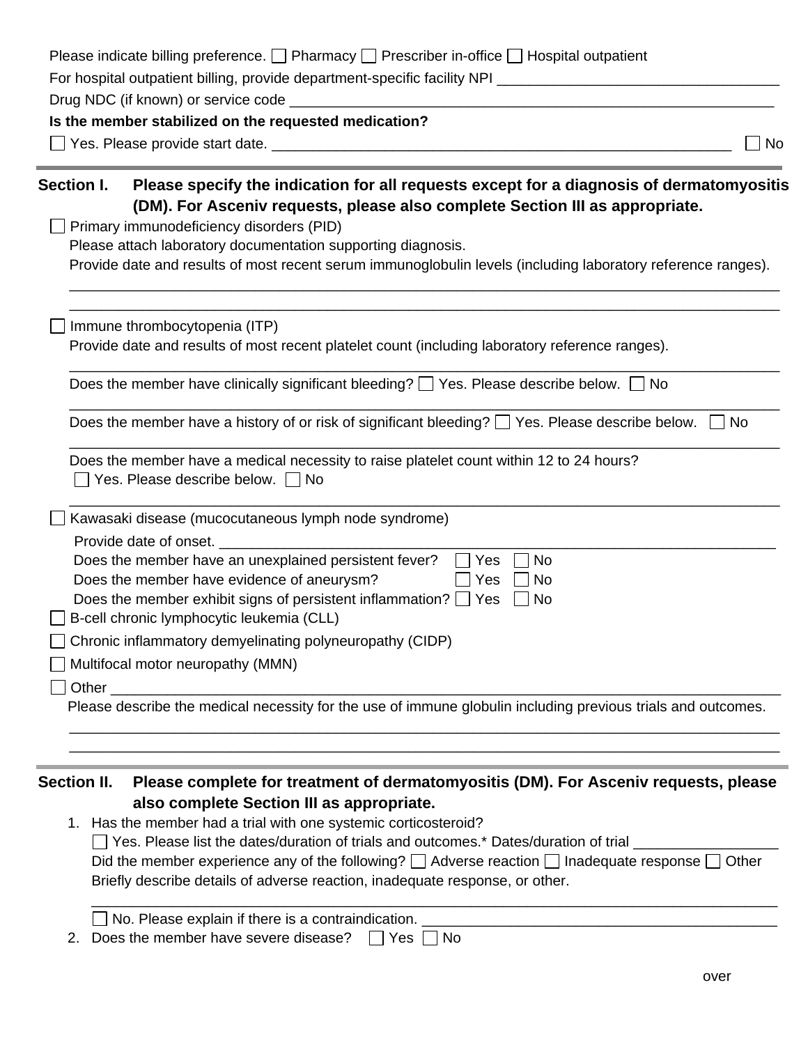Please indicate billing preference. ☐ Pharmacy ☐ Prescriber in-office ☐ Hospital outpatient

For hospital outpatient billing, provide department-specific facility NPI ___________________________________

Drug NDC (if known) or service code ___________________________________________________________

**Is the member stabilized on the requested medication?**

☐ Yes. Please provide start date. ___________________________________________________________ ☐ No

---

## Section I. Please specify the indication for all requests except for a diagnosis of dermatomyositis (DM). For Asceniv requests, please also complete Section III as appropriate.

☐ Primary immunodeficiency disorders (PID)

Please attach laboratory documentation supporting diagnosis.

Provide date and results of most recent serum immunoglobulin levels (including laboratory reference ranges).

_____________________________________________________________________________________________

_____________________________________________________________________________________________

☐ Immune thrombocytopenia (ITP)

Provide date and results of most recent platelet count (including laboratory reference ranges).

_____________________________________________________________________________________________

Does the member have clinically significant bleeding? ☐ Yes. Please describe below. ☐ No

_____________________________________________________________________________________________

Does the member have a history of or risk of significant bleeding? ☐ Yes. Please describe below. ☐ No

_____________________________________________________________________________________________

Does the member have a medical necessity to raise platelet count within 12 to 24 hours?
☐ Yes. Please describe below. ☐ No

_____________________________________________________________________________________________

☐ Kawasaki disease (mucocutaneous lymph node syndrome)

Provide date of onset. ___________________________________________________________________________

Does the member have an unexplained persistent fever? ☐ Yes ☐ No

Does the member have evidence of aneurysm? ☐ Yes ☐ No

Does the member exhibit signs of persistent inflammation? ☐ Yes ☐ No

☐ B-cell chronic lymphocytic leukemia (CLL)

☐ Chronic inflammatory demyelinating polyneuropathy (CIDP)

☐ Multifocal motor neuropathy (MMN)

☐ Other _______________________________________________________________________________________

Please describe the medical necessity for the use of immune globulin including previous trials and outcomes.

_____________________________________________________________________________________________

_____________________________________________________________________________________________

---

## Section II. Please complete for treatment of dermatomyositis (DM). For Asceniv requests, please also complete Section III as appropriate.

1. Has the member had a trial with one systemic corticosteroid?
   ☐ Yes. Please list the dates/duration of trials and outcomes.* Dates/duration of trial _________________
   Did the member experience any of the following? ☐ Adverse reaction ☐ Inadequate response ☐ Other
   Briefly describe details of adverse reaction, inadequate response, or other.
   _____________________________________________________________________________________________
   ☐ No. Please explain if there is a contraindication. ___________________________________________
2. Does the member have severe disease? ☐ Yes ☐ No

over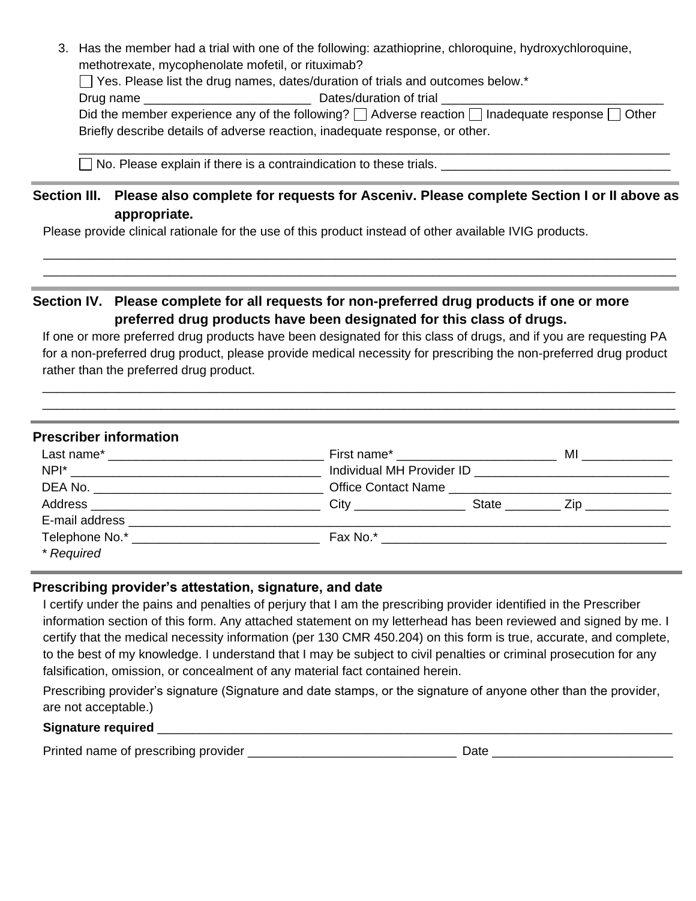3. Has the member had a trial with one of the following: azathioprine, chloroquine, hydroxychloroquine, methotrexate, mycophenolate mofetil, or rituximab?

   ☐ Yes. Please list the drug names, dates/duration of trials and outcomes below.*

   Drug name ________________________ Dates/duration of trial _______________________________

   Did the member experience any of the following? ☐ Adverse reaction ☐ Inadequate response ☐ Other

   Briefly describe details of adverse reaction, inadequate response, or other.

   _______________________________________________________________________________

   ☐ No. Please explain if there is a contraindication to these trials. _________________________________

## Section III. Please also complete for requests for Asceniv. Please complete Section I or II above as appropriate.

Please provide clinical rationale for the use of this product instead of other available IVIG products.

_______________________________________________________________________________

_______________________________________________________________________________

## Section IV. Please complete for all requests for non-preferred drug products if one or more preferred drug products have been designated for this class of drugs.

If one or more preferred drug products have been designated for this class of drugs, and if you are requesting PA for a non-preferred drug product, please provide medical necessity for prescribing the non-preferred drug product rather than the preferred drug product.

_______________________________________________________________________________

_______________________________________________________________________________

## Prescriber information

Last name* _______________________________ First name* _______________________ MI _____________

NPI* ____________________________________ Individual MH Provider ID ____________________________

DEA No. _________________________________ Office Contact Name ________________________________

Address _________________________________ City ________________ State ________ Zip ____________

E-mail address ___________________________________________________________________________

Telephone No.* ___________________________ Fax No.* _______________________________________

*\* Required*

## Prescribing provider's attestation, signature, and date

I certify under the pains and penalties of perjury that I am the prescribing provider identified in the Prescriber information section of this form. Any attached statement on my letterhead has been reviewed and signed by me. I certify that the medical necessity information (per 130 CMR 450.204) on this form is true, accurate, and complete, to the best of my knowledge. I understand that I may be subject to civil penalties or criminal prosecution for any falsification, omission, or concealment of any material fact contained herein.

Prescribing provider's signature (Signature and date stamps, or the signature of anyone other than the provider, are not acceptable.)

**Signature required** ______________________________________________________________________

Printed name of prescribing provider ______________________________ Date __________________________